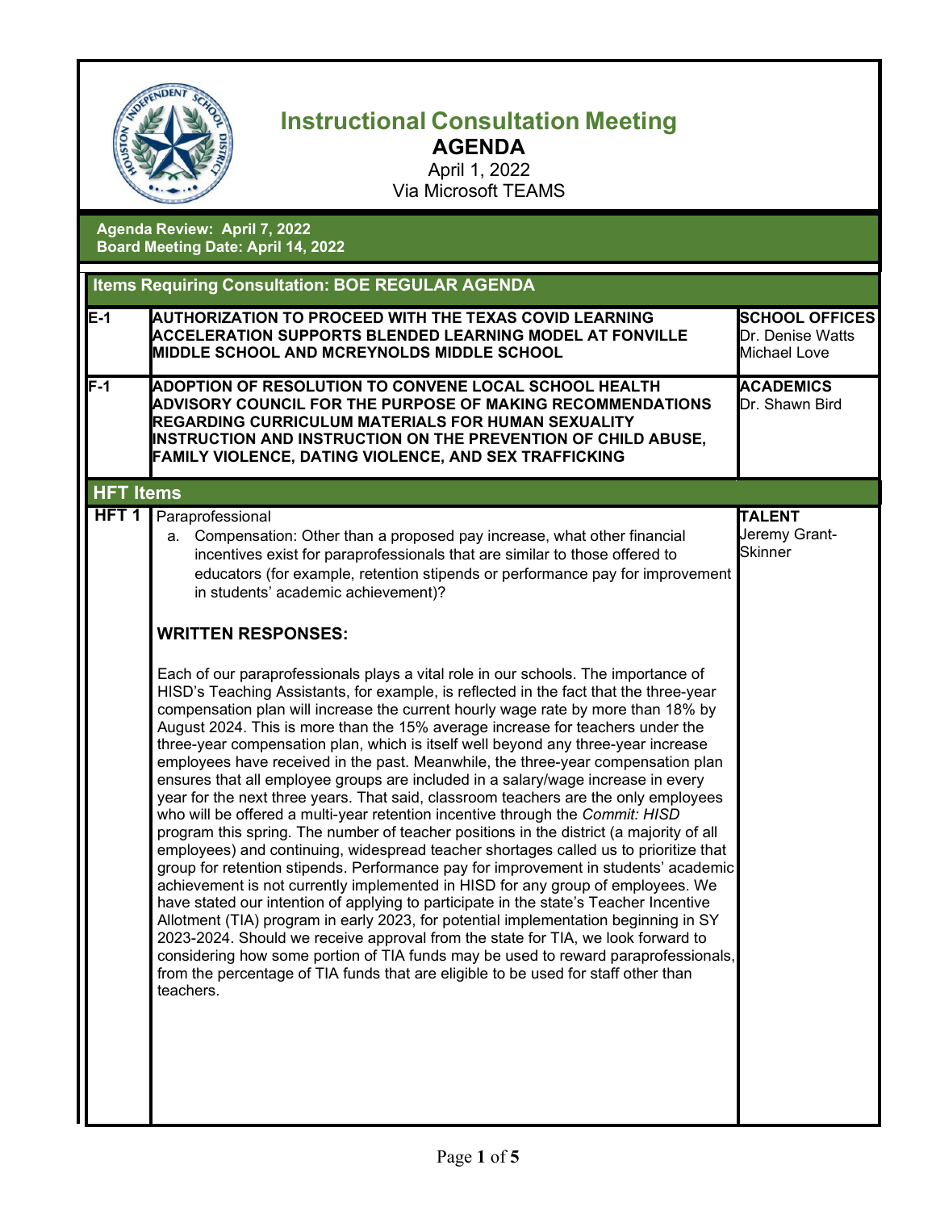# Instructional Consultation Meeting

## AGENDA

April 1, 2022

Via Microsoft TEAMS

**Agenda Review: April 7, 2022**
**Board Meeting Date: April 14, 2022**

| Items Requiring Consultation: BOE REGULAR AGENDA | | |
|---|---|---|
| **E-1** | **AUTHORIZATION TO PROCEED WITH THE TEXAS COVID LEARNING ACCELERATION SUPPORTS BLENDED LEARNING MODEL AT FONVILLE MIDDLE SCHOOL AND MCREYNOLDS MIDDLE SCHOOL** | **SCHOOL OFFICES** Dr. Denise Watts Michael Love |
| **F-1** | **ADOPTION OF RESOLUTION TO CONVENE LOCAL SCHOOL HEALTH ADVISORY COUNCIL FOR THE PURPOSE OF MAKING RECOMMENDATIONS REGARDING CURRICULUM MATERIALS FOR HUMAN SEXUALITY INSTRUCTION AND INSTRUCTION ON THE PREVENTION OF CHILD ABUSE, FAMILY VIOLENCE, DATING VIOLENCE, AND SEX TRAFFICKING** | **ACADEMICS** Dr. Shawn Bird |

## HFT Items

| | | |
|---|---|---|
| **HFT 1** | Paraprofessional<br>a. Compensation: Other than a proposed pay increase, what other financial incentives exist for paraprofessionals that are similar to those offered to educators (for example, retention stipends or performance pay for improvement in students' academic achievement)?<br><br>**WRITTEN RESPONSES:**<br><br>Each of our paraprofessionals plays a vital role in our schools. The importance of HISD's Teaching Assistants, for example, is reflected in the fact that the three-year compensation plan will increase the current hourly wage rate by more than 18% by August 2024. This is more than the 15% average increase for teachers under the three-year compensation plan, which is itself well beyond any three-year increase employees have received in the past. Meanwhile, the three-year compensation plan ensures that all employee groups are included in a salary/wage increase in every year for the next three years. That said, classroom teachers are the only employees who will be offered a multi-year retention incentive through the *Commit: HISD* program this spring. The number of teacher positions in the district (a majority of all employees) and continuing, widespread teacher shortages called us to prioritize that group for retention stipends. Performance pay for improvement in students' academic achievement is not currently implemented in HISD for any group of employees. We have stated our intention of applying to participate in the state's Teacher Incentive Allotment (TIA) program in early 2023, for potential implementation beginning in SY 2023-2024. Should we receive approval from the state for TIA, we look forward to considering how some portion of TIA funds may be used to reward paraprofessionals, from the percentage of TIA funds that are eligible to be used for staff other than teachers. | **TALENT** Jeremy Grant-Skinner |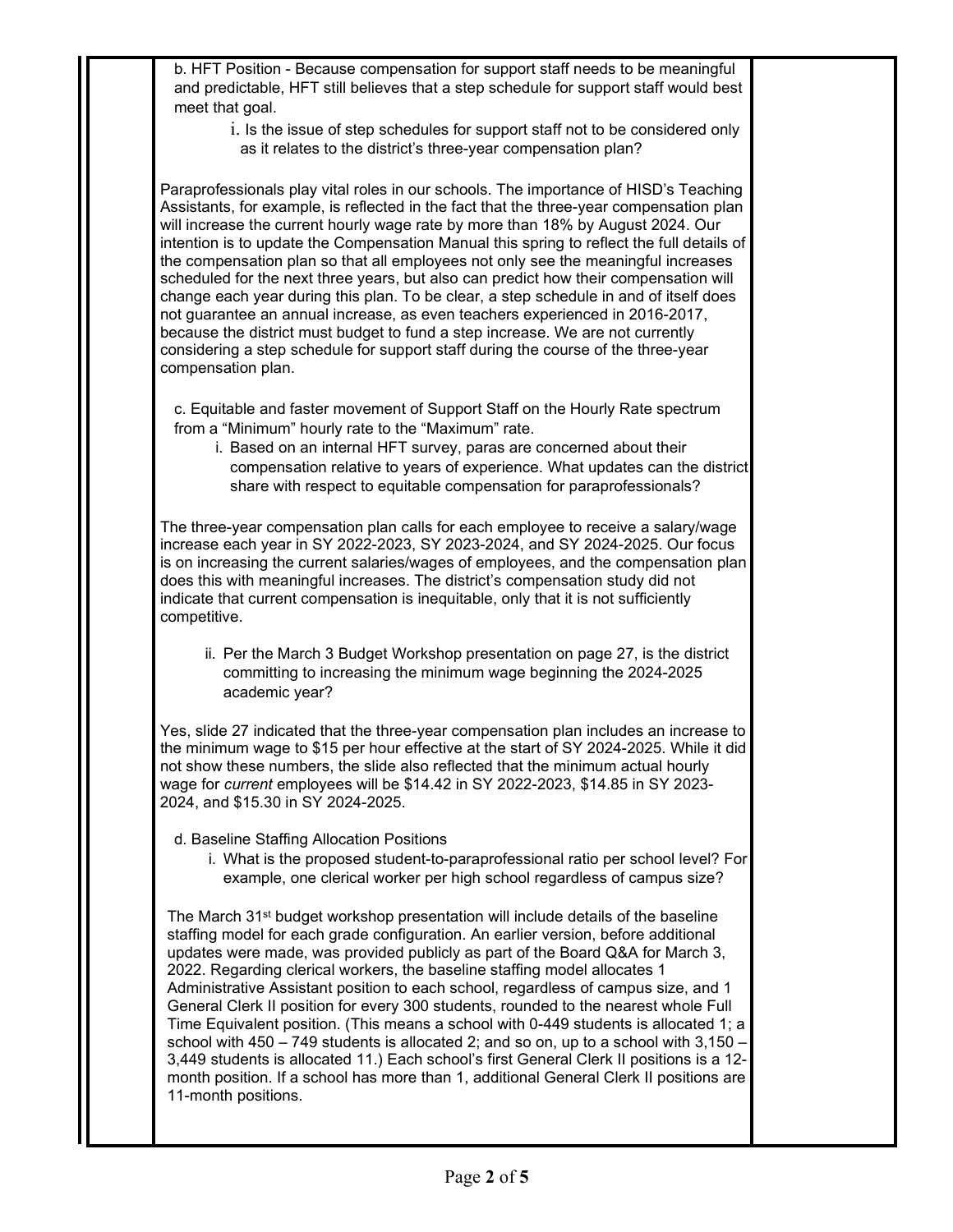b. HFT Position - Because compensation for support staff needs to be meaningful and predictable, HFT still believes that a step schedule for support staff would best meet that goal.

i. Is the issue of step schedules for support staff not to be considered only as it relates to the district's three-year compensation plan?

Paraprofessionals play vital roles in our schools. The importance of HISD's Teaching Assistants, for example, is reflected in the fact that the three-year compensation plan will increase the current hourly wage rate by more than 18% by August 2024. Our intention is to update the Compensation Manual this spring to reflect the full details of the compensation plan so that all employees not only see the meaningful increases scheduled for the next three years, but also can predict how their compensation will change each year during this plan. To be clear, a step schedule in and of itself does not guarantee an annual increase, as even teachers experienced in 2016-2017, because the district must budget to fund a step increase. We are not currently considering a step schedule for support staff during the course of the three-year compensation plan.

c. Equitable and faster movement of Support Staff on the Hourly Rate spectrum from a "Minimum" hourly rate to the "Maximum" rate.

i. Based on an internal HFT survey, paras are concerned about their compensation relative to years of experience. What updates can the district share with respect to equitable compensation for paraprofessionals?

The three-year compensation plan calls for each employee to receive a salary/wage increase each year in SY 2022-2023, SY 2023-2024, and SY 2024-2025. Our focus is on increasing the current salaries/wages of employees, and the compensation plan does this with meaningful increases. The district's compensation study did not indicate that current compensation is inequitable, only that it is not sufficiently competitive.

ii. Per the March 3 Budget Workshop presentation on page 27, is the district committing to increasing the minimum wage beginning the 2024-2025 academic year?

Yes, slide 27 indicated that the three-year compensation plan includes an increase to the minimum wage to $15 per hour effective at the start of SY 2024-2025. While it did not show these numbers, the slide also reflected that the minimum actual hourly wage for *current* employees will be $14.42 in SY 2022-2023, $14.85 in SY 2023-2024, and $15.30 in SY 2024-2025.

d. Baseline Staffing Allocation Positions

i. What is the proposed student-to-paraprofessional ratio per school level? For example, one clerical worker per high school regardless of campus size?

The March 31st budget workshop presentation will include details of the baseline staffing model for each grade configuration. An earlier version, before additional updates were made, was provided publicly as part of the Board Q&A for March 3, 2022. Regarding clerical workers, the baseline staffing model allocates 1 Administrative Assistant position to each school, regardless of campus size, and 1 General Clerk II position for every 300 students, rounded to the nearest whole Full Time Equivalent position. (This means a school with 0-449 students is allocated 1; a school with 450 – 749 students is allocated 2; and so on, up to a school with 3,150 – 3,449 students is allocated 11.) Each school's first General Clerk II positions is a 12-month position. If a school has more than 1, additional General Clerk II positions are 11-month positions.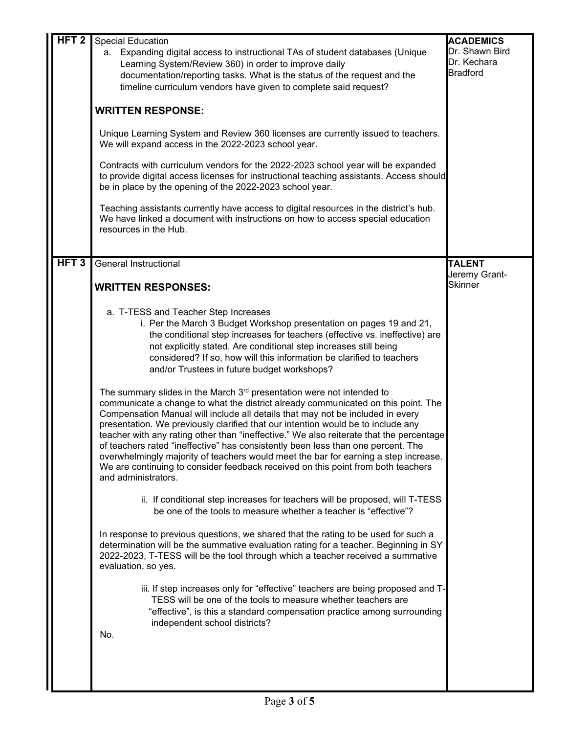| | | |
|---|---|---|
| **HFT 2** | Special Education<br>a. Expanding digital access to instructional TAs of student databases (Unique Learning System/Review 360) in order to improve daily documentation/reporting tasks. What is the status of the request and the timeline curriculum vendors have given to complete said request?<br><br>**WRITTEN RESPONSE:**<br><br>Unique Learning System and Review 360 licenses are currently issued to teachers. We will expand access in the 2022-2023 school year.<br><br>Contracts with curriculum vendors for the 2022-2023 school year will be expanded to provide digital access licenses for instructional teaching assistants. Access should be in place by the opening of the 2022-2023 school year.<br><br>Teaching assistants currently have access to digital resources in the district's hub. We have linked a document with instructions on how to access special education resources in the Hub. | **ACADEMICS**<br>Dr. Shawn Bird<br>Dr. Kechara Bradford |
| **HFT 3** | General Instructional<br><br>**WRITTEN RESPONSES:**<br><br>a. T-TESS and Teacher Step Increases<br>i. Per the March 3 Budget Workshop presentation on pages 19 and 21, the conditional step increases for teachers (effective vs. ineffective) are not explicitly stated. Are conditional step increases still being considered? If so, how will this information be clarified to teachers and/or Trustees in future budget workshops?<br><br>The summary slides in the March 3rd presentation were not intended to communicate a change to what the district already communicated on this point. The Compensation Manual will include all details that may not be included in every presentation. We previously clarified that our intention would be to include any teacher with any rating other than "ineffective." We also reiterate that the percentage of teachers rated "ineffective" has consistently been less than one percent. The overwhelmingly majority of teachers would meet the bar for earning a step increase. We are continuing to consider feedback received on this point from both teachers and administrators.<br><br>ii. If conditional step increases for teachers will be proposed, will T-TESS be one of the tools to measure whether a teacher is "effective"?<br><br>In response to previous questions, we shared that the rating to be used for such a determination will be the summative evaluation rating for a teacher. Beginning in SY 2022-2023, T-TESS will be the tool through which a teacher received a summative evaluation, so yes.<br><br>iii. If step increases only for "effective" teachers are being proposed and T-TESS will be one of the tools to measure whether teachers are "effective", is this a standard compensation practice among surrounding independent school districts?<br><br>No. | **TALENT**<br>Jeremy Grant-Skinner |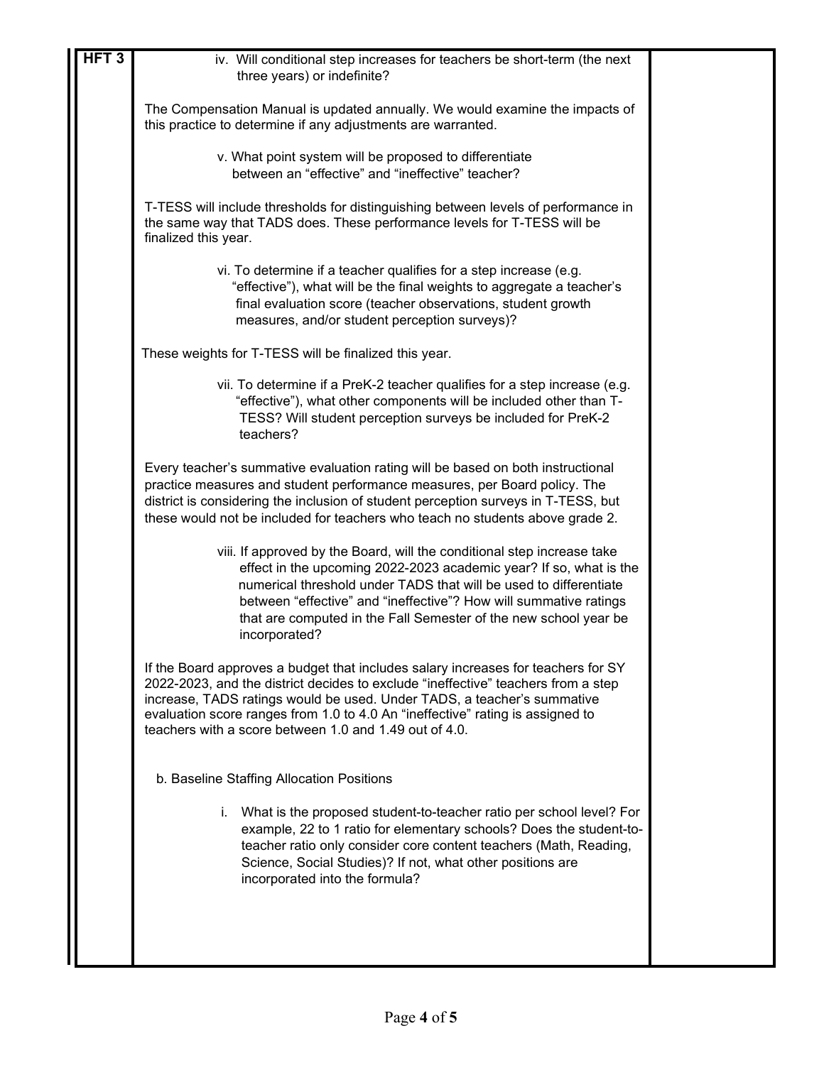| HFT 3 | iv. Will conditional step increases for teachers be short-term (the next three years) or indefinite?<br><br>The Compensation Manual is updated annually. We would examine the impacts of this practice to determine if any adjustments are warranted.<br><br>v. What point system will be proposed to differentiate between an "effective" and "ineffective" teacher?<br><br>T-TESS will include thresholds for distinguishing between levels of performance in the same way that TADS does. These performance levels for T-TESS will be finalized this year.<br><br>vi. To determine if a teacher qualifies for a step increase (e.g. "effective"), what will be the final weights to aggregate a teacher's final evaluation score (teacher observations, student growth measures, and/or student perception surveys)?<br><br>These weights for T-TESS will be finalized this year.<br><br>vii. To determine if a PreK-2 teacher qualifies for a step increase (e.g. "effective"), what other components will be included other than T-TESS? Will student perception surveys be included for PreK-2 teachers?<br><br>Every teacher's summative evaluation rating will be based on both instructional practice measures and student performance measures, per Board policy. The district is considering the inclusion of student perception surveys in T-TESS, but these would not be included for teachers who teach no students above grade 2.<br><br>viii. If approved by the Board, will the conditional step increase take effect in the upcoming 2022-2023 academic year? If so, what is the numerical threshold under TADS that will be used to differentiate between "effective" and "ineffective"? How will summative ratings that are computed in the Fall Semester of the new school year be incorporated?<br><br>If the Board approves a budget that includes salary increases for teachers for SY 2022-2023, and the district decides to exclude "ineffective" teachers from a step increase, TADS ratings would be used. Under TADS, a teacher's summative evaluation score ranges from 1.0 to 4.0 An "ineffective" rating is assigned to teachers with a score between 1.0 and 1.49 out of 4.0.<br><br>b. Baseline Staffing Allocation Positions<br><br>i. What is the proposed student-to-teacher ratio per school level? For example, 22 to 1 ratio for elementary schools? Does the student-to-teacher ratio only consider core content teachers (Math, Reading, Science, Social Studies)? If not, what other positions are incorporated into the formula? | |
|---|---|---|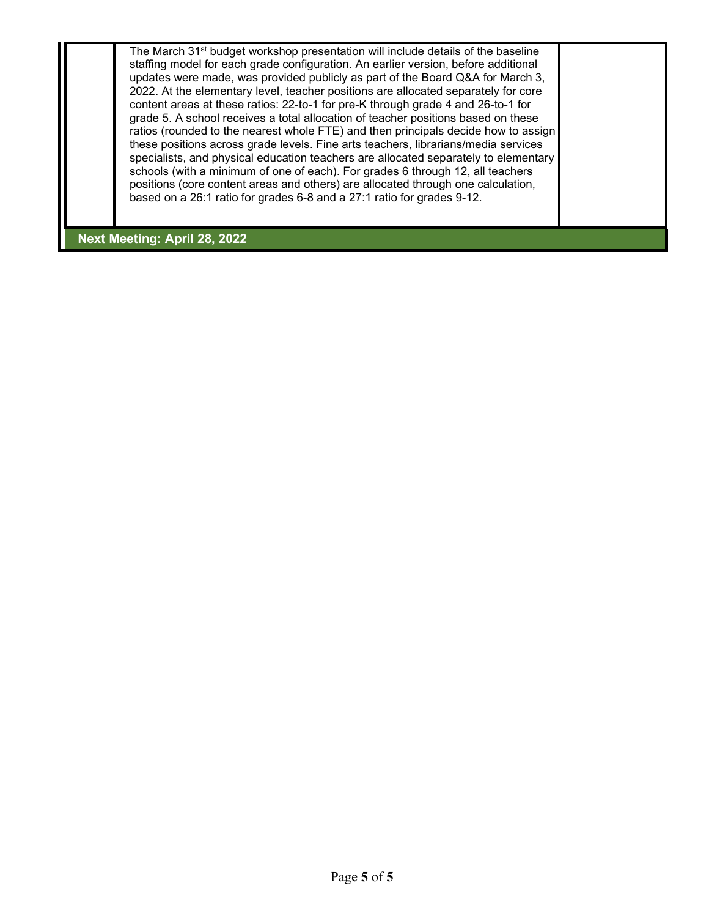| | | |
|---|---|---|
| | The March 31st budget workshop presentation will include details of the baseline staffing model for each grade configuration. An earlier version, before additional updates were made, was provided publicly as part of the Board Q&A for March 3, 2022. At the elementary level, teacher positions are allocated separately for core content areas at these ratios: 22-to-1 for pre-K through grade 4 and 26-to-1 for grade 5. A school receives a total allocation of teacher positions based on these ratios (rounded to the nearest whole FTE) and then principals decide how to assign these positions across grade levels. Fine arts teachers, librarians/media services specialists, and physical education teachers are allocated separately to elementary schools (with a minimum of one of each). For grades 6 through 12, all teachers positions (core content areas and others) are allocated through one calculation, based on a 26:1 ratio for grades 6-8 and a 27:1 ratio for grades 9-12. | |

**Next Meeting: April 28, 2022**